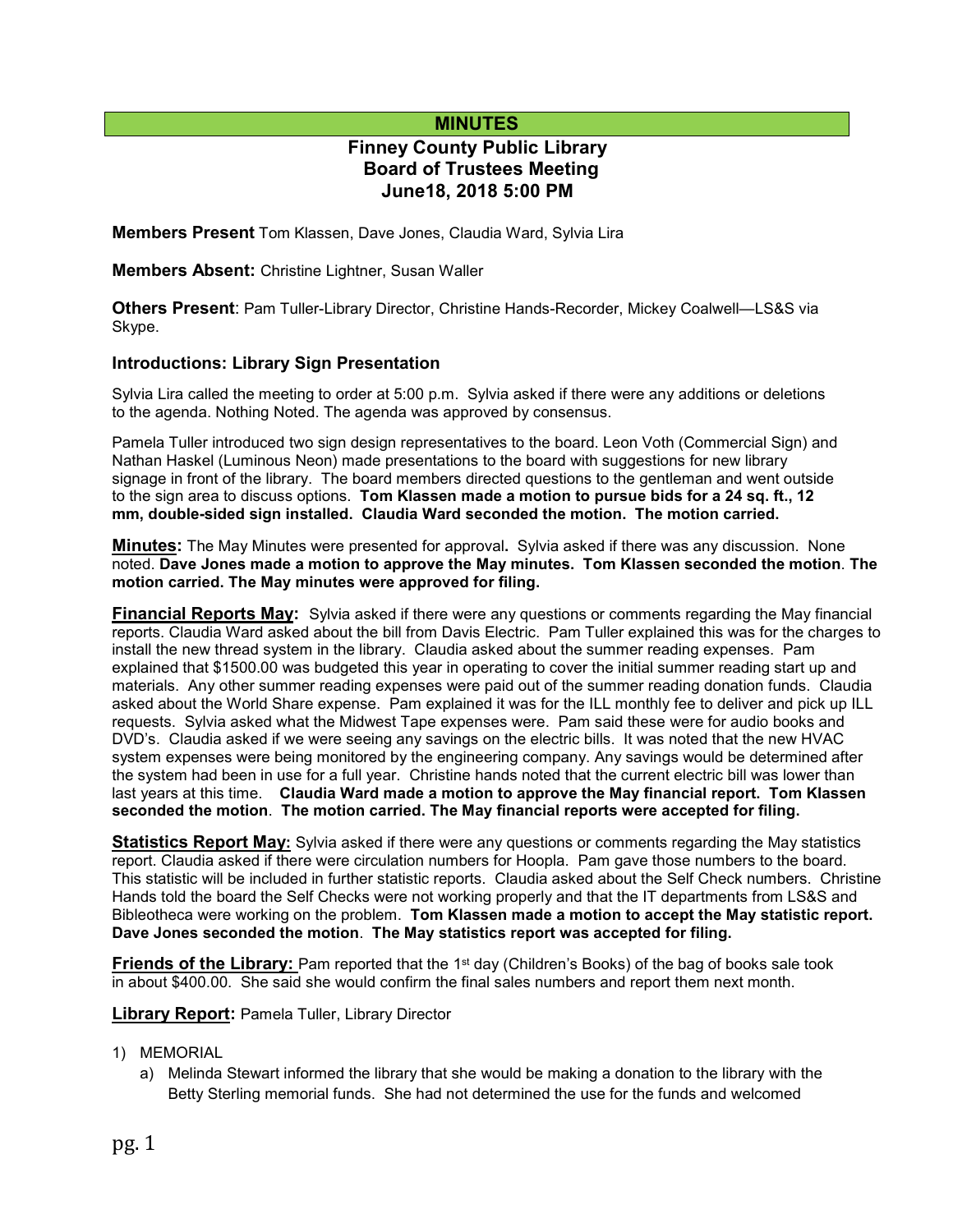# MINUTES

## Finney County Public Library Board of Trustees Meeting June18, 2018 5:00 PM

**Members Present** Tom Klassen, Dave Jones, Claudia Ward, Sylvia Lira

**Members Absent:** Christine Lightner, Susan Waller

**Others Present**: Pam Tuller-Library Director, Christine Hands-Recorder, Mickey Coalwell—LS&S via Skype.

### Introductions: Library Sign Presentation

Sylvia Lira called the meeting to order at 5:00 p.m. Sylvia asked if there were any additions or deletions to the agenda. Nothing Noted. The agenda was approved by consensus.

Pamela Tuller introduced two sign design representatives to the board. Leon Voth (Commercial Sign) and Nathan Haskel (Luminous Neon) made presentations to the board with suggestions for new library signage in front of the library. The board members directed questions to the gentleman and went outside to the sign area to discuss options. **Tom Klassen made a motion to pursue bids for a 24 sq. ft., 12 mm, double-sided sign installed. Claudia Ward seconded the motion. The motion carried.**

**Minutes:** The May Minutes were presented for approval**.** Sylvia asked if there was any discussion. None noted. **Dave Jones made a motion to approve the May minutes. Tom Klassen seconded the motion**. **The motion carried. The May minutes were approved for filing.**

**Financial Reports May:** Sylvia asked if there were any questions or comments regarding the May financial reports. Claudia Ward asked about the bill from Davis Electric. Pam Tuller explained this was for the charges to install the new thread system in the library. Claudia asked about the summer reading expenses. Pam explained that $1500.00 was budgeted this year in operating to cover the initial summer reading start up and materials. Any other summer reading expenses were paid out of the summer reading donation funds. Claudia asked about the World Share expense. Pam explained it was for the ILL monthly fee to deliver and pick up ILL requests. Sylvia asked what the Midwest Tape expenses were. Pam said these were for audio books and DVD's. Claudia asked if we were seeing any savings on the electric bills. It was noted that the new HVAC system expenses were being monitored by the engineering company. Any savings would be determined after the system had been in use for a full year. Christine hands noted that the current electric bill was lower than last years at this time. **Claudia Ward made a motion to approve the May financial report. Tom Klassen seconded the motion**. **The motion carried. The May financial reports were accepted for filing.**

**Statistics Report May:** Sylvia asked if there were any questions or comments regarding the May statistics report. Claudia asked if there were circulation numbers for Hoopla. Pam gave those numbers to the board. This statistic will be included in further statistic reports. Claudia asked about the Self Check numbers. Christine Hands told the board the Self Checks were not working properly and that the IT departments from LS&S and Bibleotheca were working on the problem. **Tom Klassen made a motion to accept the May statistic report. Dave Jones seconded the motion**. **The May statistics report was accepted for filing.**

**Friends of the Library:** Pam reported that the 1st day (Children's Books) of the bag of books sale took in about $400.00. She said she would confirm the final sales numbers and report them next month.

**Library Report:** Pamela Tuller, Library Director

1) MEMORIAL
   a) Melinda Stewart informed the library that she would be making a donation to the library with the Betty Sterling memorial funds. She had not determined the use for the funds and welcomed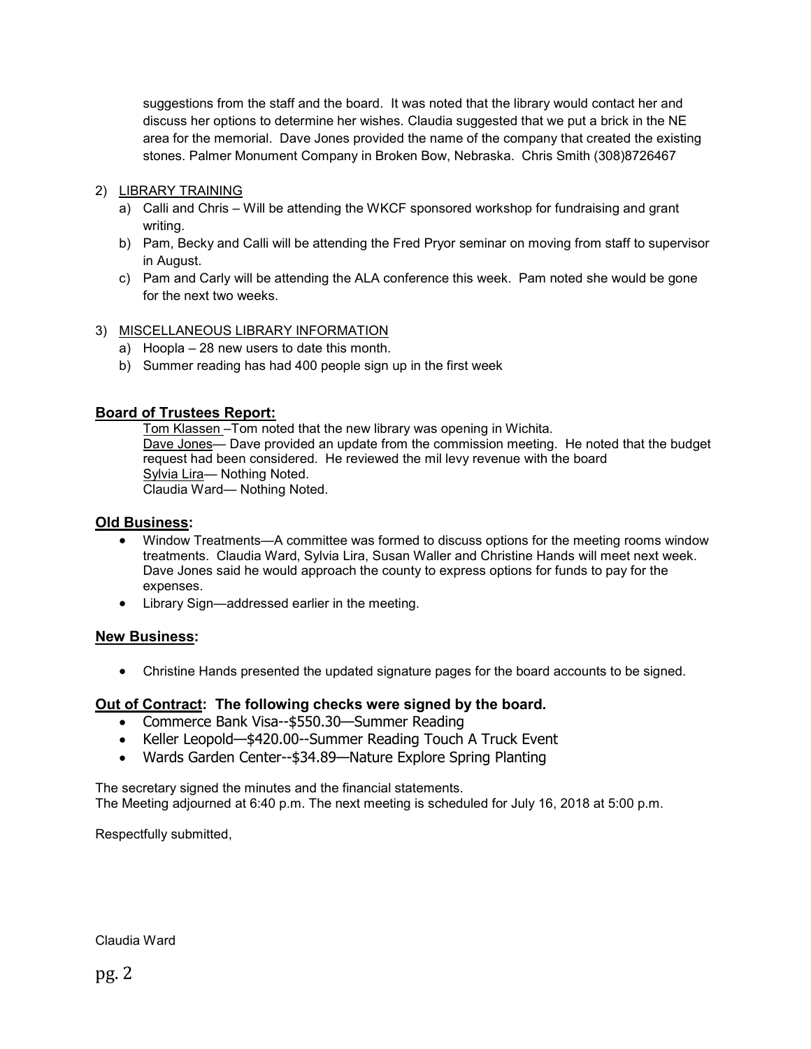suggestions from the staff and the board. It was noted that the library would contact her and discuss her options to determine her wishes. Claudia suggested that we put a brick in the NE area for the memorial. Dave Jones provided the name of the company that created the existing stones. Palmer Monument Company in Broken Bow, Nebraska. Chris Smith (308)8726467

2) LIBRARY TRAINING
   a) Calli and Chris – Will be attending the WKCF sponsored workshop for fundraising and grant writing.
   b) Pam, Becky and Calli will be attending the Fred Pryor seminar on moving from staff to supervisor in August.
   c) Pam and Carly will be attending the ALA conference this week. Pam noted she would be gone for the next two weeks.

3) MISCELLANEOUS LIBRARY INFORMATION
   a) Hoopla – 28 new users to date this month.
   b) Summer reading has had 400 people sign up in the first week

## Board of Trustees Report:

Tom Klassen –Tom noted that the new library was opening in Wichita.
Dave Jones— Dave provided an update from the commission meeting. He noted that the budget request had been considered. He reviewed the mil levy revenue with the board
Sylvia Lira— Nothing Noted.
Claudia Ward— Nothing Noted.

## Old Business:

- Window Treatments—A committee was formed to discuss options for the meeting rooms window treatments. Claudia Ward, Sylvia Lira, Susan Waller and Christine Hands will meet next week. Dave Jones said he would approach the county to express options for funds to pay for the expenses.
- Library Sign—addressed earlier in the meeting.

## New Business:

- Christine Hands presented the updated signature pages for the board accounts to be signed.

## Out of Contract: The following checks were signed by the board.

- Commerce Bank Visa--$550.30—Summer Reading
- Keller Leopold—$420.00--Summer Reading Touch A Truck Event
- Wards Garden Center--$34.89—Nature Explore Spring Planting

The secretary signed the minutes and the financial statements.
The Meeting adjourned at 6:40 p.m. The next meeting is scheduled for July 16, 2018 at 5:00 p.m.

Respectfully submitted,

Claudia Ward